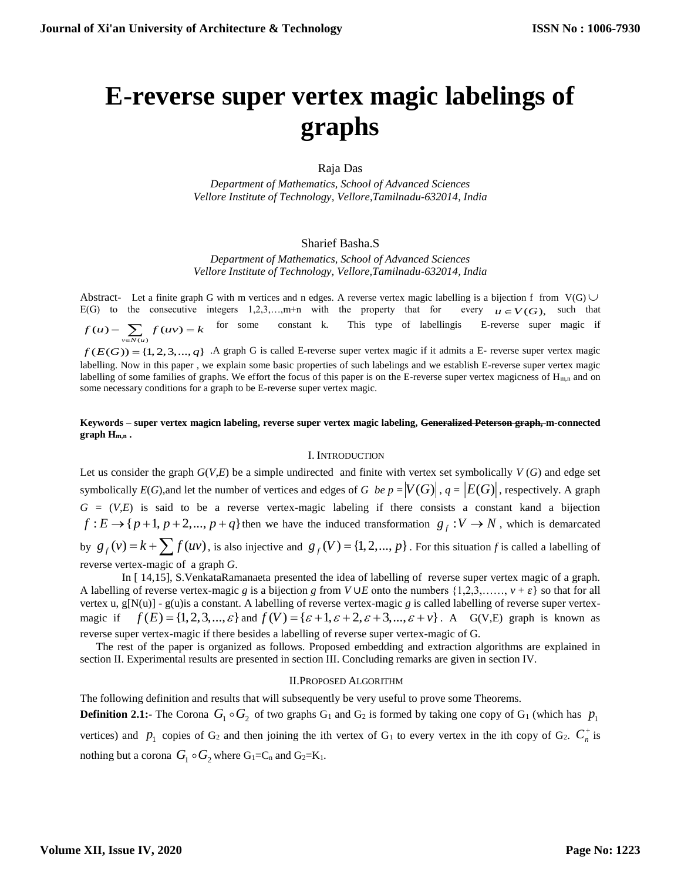# E-reverse super vertex magic labelings of graphs

Raja Das

*Department of Mathematics, School of Advanced Sciences*
*Vellore Institute of Technology, Vellore,Tamilnadu-632014, India*

Sharief Basha.S

*Department of Mathematics, School of Advanced Sciences*
*Vellore Institute of Technology, Vellore,Tamilnadu-632014, India*

Abstract- Let a finite graph G with m vertices and n edges. A reverse vertex magic labelling is a bijection f from $V(G) \cup E(G)$ to the consecutive integers 1,2,3,…,m+n with the property that for every $u \in V(G)$, such that $f(u) - \sum_{v \in N(u)} f(uv) = k$ for some constant k. This type of labellingis E-reverse super magic if $f(E(G)) = \{1, 2, 3, ..., q\}$ .A graph G is called E-reverse super vertex magic if it admits a E- reverse super vertex magic labelling. Now in this paper , we explain some basic properties of such labelings and we establish E-reverse super vertex magic labelling of some families of graphs. We effort the focus of this paper is on the E-reverse super vertex magicness of $H_{m,n}$ and on some necessary conditions for a graph to be E-reverse super vertex magic.

**Keywords – super vertex magicn labeling, reverse super vertex magic labeling, ~~Generalized Peterson graph,~~ m-connected graph $H_{m,n}$ .**

## I. Introduction

Let us consider the graph *G*(*V*,*E*) be a simple undirected and finite with vertex set symbolically *V* (*G*) and edge set symbolically *E*(*G*),and let the number of vertices and edges of *G be* $p = |V(G)|$ , $q = |E(G)|$, respectively. A graph *G* = (*V*,*E*) is said to be a reverse vertex-magic labeling if there consists a constant kand a bijection $f : E \to \{p+1, p+2, ..., p+q\}$ then we have the induced transformation $g_f : V \to N$ , which is demarcated by $g_f(v) = k + \sum f(uv)$, is also injective and $g_f(V) = \{1, 2, ..., p\}$ . For this situation *f* is called a labelling of reverse vertex-magic of a graph *G*.

In [ 14,15], S.VenkataRamanaeta presented the idea of labelling of reverse super vertex magic of a graph. A labelling of reverse vertex-magic *g* is a bijection *g* from $V \cup E$ onto the numbers $\{1,2,3,……, v + \varepsilon\}$ so that for all vertex u, g[N(u)] - g(u)is a constant. A labelling of reverse vertex-magic *g* is called labelling of reverse super vertex-magic if $f(E) = \{1, 2, 3, ..., \varepsilon\}$ and $f(V) = \{\varepsilon+1, \varepsilon+2, \varepsilon+3, ..., \varepsilon+v\}$ . A G(V,E) graph is known as reverse super vertex-magic if there besides a labelling of reverse super vertex-magic of G.

The rest of the paper is organized as follows. Proposed embedding and extraction algorithms are explained in section II. Experimental results are presented in section III. Concluding remarks are given in section IV.

## II.Proposed Algorithm

The following definition and results that will subsequently be very useful to prove some Theorems.

**Definition 2.1:-** The Corona $G_1 \circ G_2$ of two graphs $G_1$ and $G_2$ is formed by taking one copy of $G_1$ (which has $p_1$ vertices) and $p_1$ copies of $G_2$ and then joining the ith vertex of $G_1$ to every vertex in the ith copy of $G_2$. $C_n^+$ is nothing but a corona $G_1 \circ G_2$ where $G_1 = C_n$ and $G_2 = K_1$.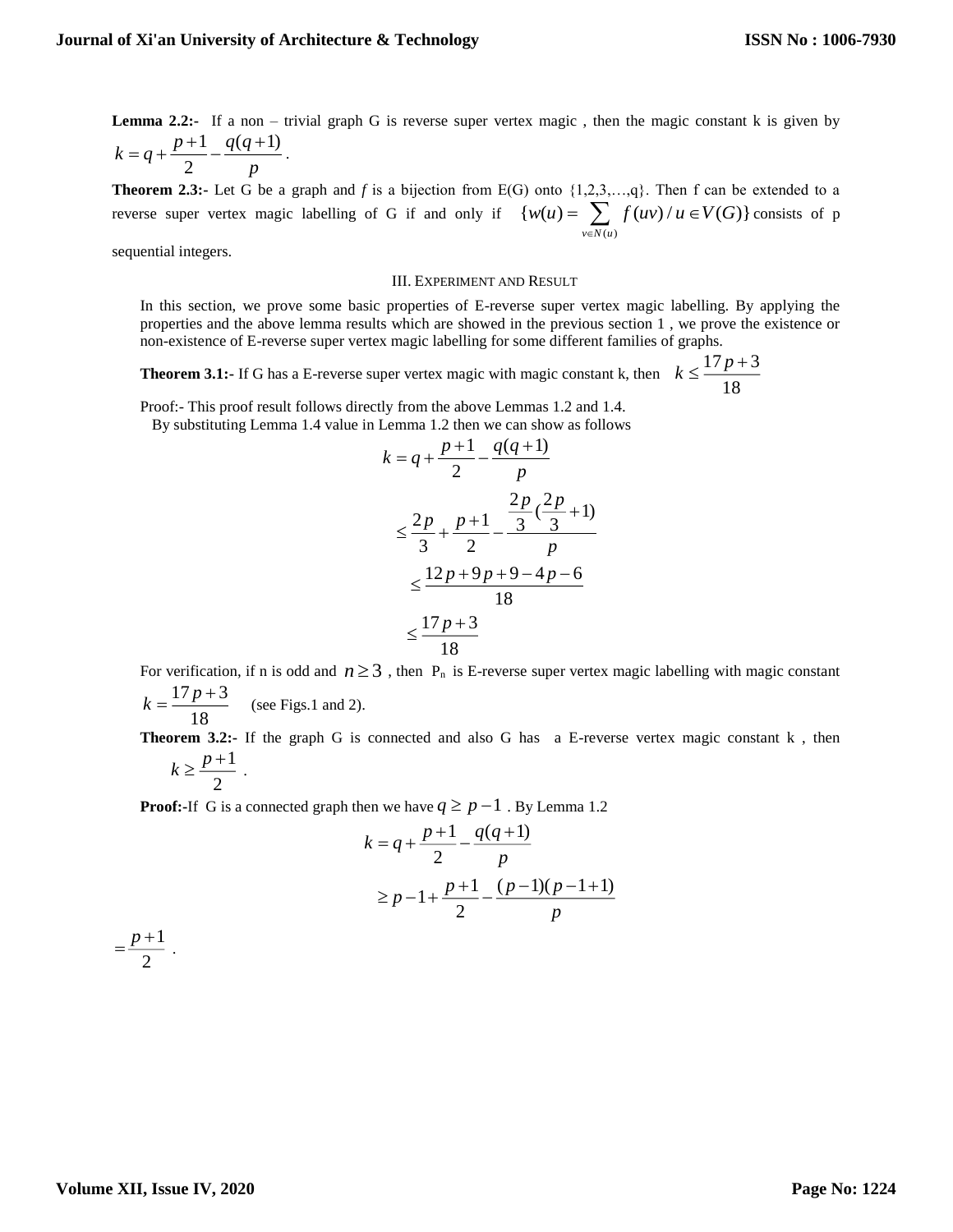**Lemma 2.2:-** If a non – trivial graph G is reverse super vertex magic , then the magic constant k is given by $k = q + \frac{p+1}{2} - \frac{q(q+1)}{p}$ .

**Theorem 2.3:-** Let G be a graph and $f$ is a bijection from E(G) onto {1,2,3,…,q}. Then f can be extended to a reverse super vertex magic labelling of G if and only if $\{w(u) = \sum_{v \in N(u)} f(uv) / u \in V(G)\}$ consists of p sequential integers.

## III. EXPERIMENT AND RESULT

In this section, we prove some basic properties of E-reverse super vertex magic labelling. By applying the properties and the above lemma results which are showed in the previous section 1 , we prove the existence or non-existence of E-reverse super vertex magic labelling for some different families of graphs.

**Theorem 3.1:-** If G has a E-reverse super vertex magic with magic constant k, then $k \le \frac{17p+3}{18}$

Proof:- This proof result follows directly from the above Lemmas 1.2 and 1.4.

By substituting Lemma 1.4 value in Lemma 1.2 then we can show as follows

$$k = q + \frac{p+1}{2} - \frac{q(q+1)}{p}$$

$$\le \frac{2p}{3} + \frac{p+1}{2} - \frac{\frac{2p}{3}(\frac{2p}{3}+1)}{p}$$

$$\le \frac{12p + 9p + 9 - 4p - 6}{18}$$

$$\le \frac{17p+3}{18}$$

For verification, if n is odd and $n \ge 3$ , then $P_n$ is E-reverse super vertex magic labelling with magic constant $k = \frac{17p+3}{18}$ (see Figs.1 and 2).

**Theorem 3.2:-** If the graph G is connected and also G has a E-reverse vertex magic constant k , then $k \ge \frac{p+1}{2}$ .

**Proof:-**If G is a connected graph then we have $q \ge p-1$ . By Lemma 1.2

$$k = q + \frac{p+1}{2} - \frac{q(q+1)}{p}$$

$$\ge p - 1 + \frac{p+1}{2} - \frac{(p-1)(p-1+1)}{p}$$

$$= \frac{p+1}{2} .$$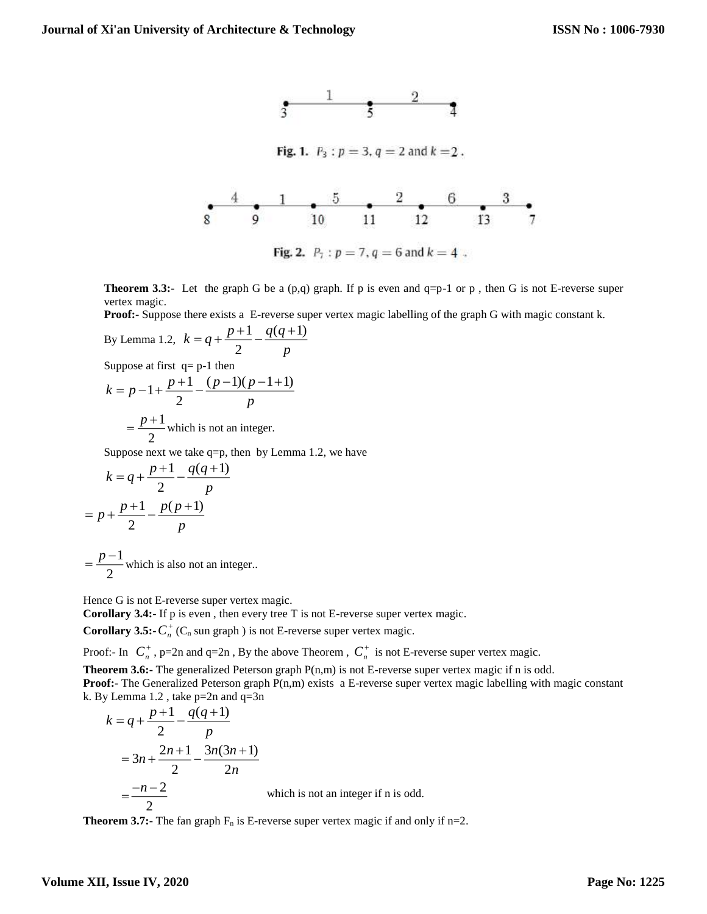Fig. 1. $P_3 : p = 3, q = 2$ and $k = 2$ .

Fig. 2. $P_7 : p = 7, q = 6$ and $k = 4$ .

**Theorem 3.3:-** Let the graph G be a (p,q) graph. If p is even and q=p-1 or p , then G is not E-reverse super vertex magic.

**Proof:-** Suppose there exists a E-reverse super vertex magic labelling of the graph G with magic constant k.

By Lemma 1.2, $k = q + \frac{p+1}{2} - \frac{q(q+1)}{p}$

Suppose at first q= p-1 then

$$k = p - 1 + \frac{p+1}{2} - \frac{(p-1)(p-1+1)}{p}$$

$$= \frac{p+1}{2} \text{ which is not an integer.}$$

Suppose next we take q=p, then by Lemma 1.2, we have

$$k = q + \frac{p+1}{2} - \frac{q(q+1)}{p}$$

$$= p + \frac{p+1}{2} - \frac{p(p+1)}{p}$$

$$= \frac{p-1}{2} \text{ which is also not an integer..}$$

Hence G is not E-reverse super vertex magic.

**Corollary 3.4:**- If p is even , then every tree T is not E-reverse super vertex magic.

**Corollary 3.5:**- $C_n^+$ ($C_n$ sun graph ) is not E-reverse super vertex magic.

Proof:- In $C_n^+$ , p=2n and q=2n , By the above Theorem , $C_n^+$ is not E-reverse super vertex magic.

**Theorem 3.6:-** The generalized Peterson graph P(n,m) is not E-reverse super vertex magic if n is odd.

**Proof:-** The Generalized Peterson graph P(n,m) exists a E-reverse super vertex magic labelling with magic constant k. By Lemma 1.2 , take p=2n and q=3n

$$k = q + \frac{p+1}{2} - \frac{q(q+1)}{p}$$

$$= 3n + \frac{2n+1}{2} - \frac{3n(3n+1)}{2n}$$

$$= \frac{-n-2}{2} \qquad \text{which is not an integer if n is odd.}$$

**Theorem 3.7:-** The fan graph $F_n$ is E-reverse super vertex magic if and only if n=2.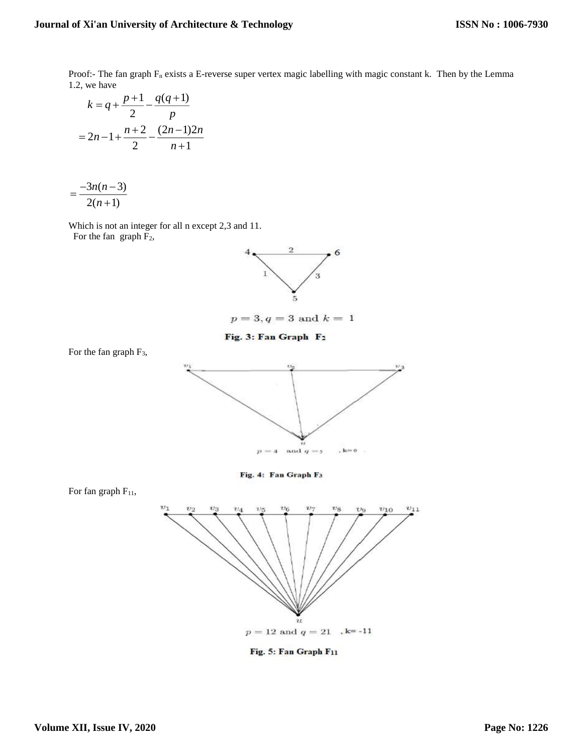Proof:- The fan graph $F_n$ exists a E-reverse super vertex magic labelling with magic constant k. Then by the Lemma 1.2, we have

$$k = q + \frac{p+1}{2} - \frac{q(q+1)}{p}$$

$$= 2n - 1 + \frac{n+2}{2} - \frac{(2n-1)2n}{n+1}$$

$$= \frac{-3n(n-3)}{2(n+1)}$$

Which is not an integer for all n except 2,3 and 11.

For the fan graph $F_2$,

$p = 3, q = 3$ and $k = 1$

**Fig. 3: Fan Graph $F_2$**

For the fan graph $F_3$,

$p = 4$ and $q = 5$ , $k = 0$

**Fig. 4: Fan Graph $F_3$**

For fan graph $F_{11}$,

$p = 12$ and $q = 21$ , $k = -11$

**Fig. 5: Fan Graph $F_{11}$**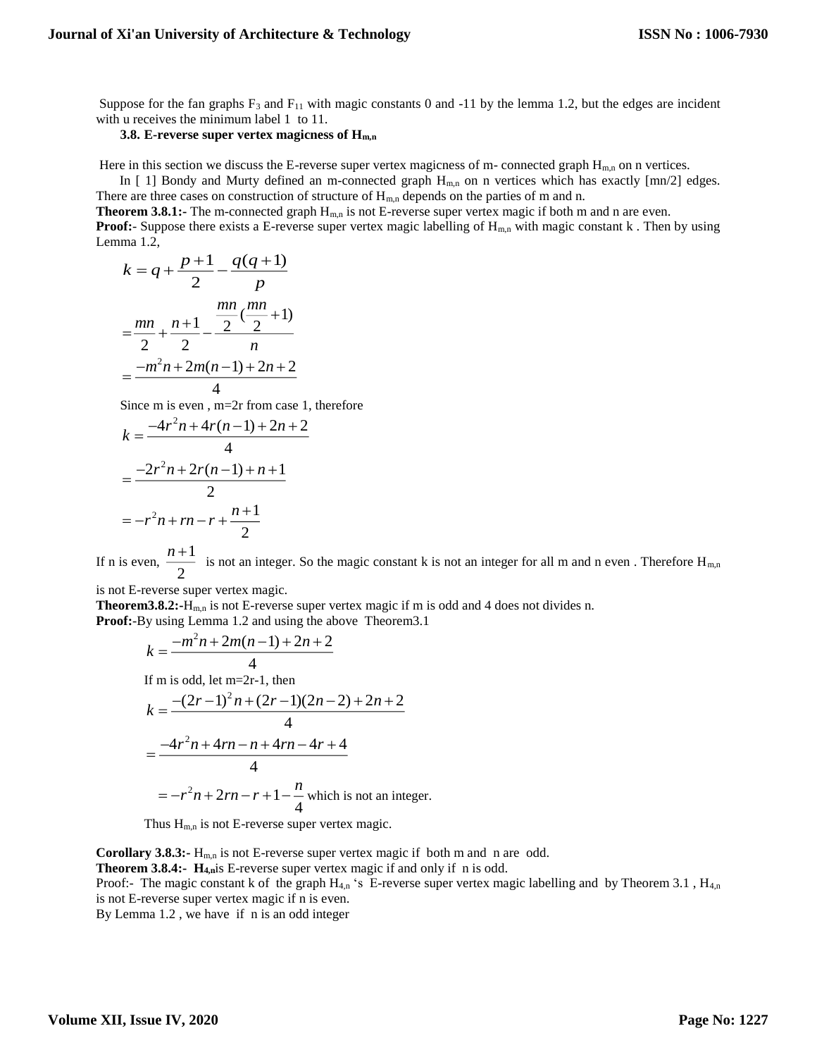Suppose for the fan graphs $F_3$ and $F_{11}$ with magic constants 0 and -11 by the lemma 1.2, but the edges are incident with u receives the minimum label 1 to 11.

### 3.8. E-reverse super vertex magicness of $H_{m,n}$

Here in this section we discuss the E-reverse super vertex magicness of m- connected graph $H_{m,n}$ on n vertices.

In [ 1] Bondy and Murty defined an m-connected graph $H_{m,n}$ on n vertices which has exactly [mn/2] edges. There are three cases on construction of structure of $H_{m,n}$ depends on the parties of m and n.

**Theorem 3.8.1:-** The m-connected graph $H_{m,n}$ is not E-reverse super vertex magic if both m and n are even.

**Proof:-** Suppose there exists a E-reverse super vertex magic labelling of $H_{m,n}$ with magic constant k . Then by using Lemma 1.2,

$$k = q + \frac{p+1}{2} - \frac{q(q+1)}{p}$$

$$= \frac{mn}{2} + \frac{n+1}{2} - \frac{\frac{mn}{2}(\frac{mn}{2}+1)}{n}$$

$$= \frac{-m^2n + 2m(n-1) + 2n + 2}{4}$$

Since m is even , m=2r from case 1, therefore

$$k = \frac{-4r^2n + 4r(n-1) + 2n + 2}{4}$$

$$= \frac{-2r^2n + 2r(n-1) + n + 1}{2}$$

$$= -r^2n + rn - r + \frac{n+1}{2}$$

If n is even, $\frac{n+1}{2}$ is not an integer. So the magic constant k is not an integer for all m and n even . Therefore $H_{m,n}$ is not E-reverse super vertex magic.

**Theorem3.8.2:-** $H_{m,n}$ is not E-reverse super vertex magic if m is odd and 4 does not divides n.

**Proof:-** By using Lemma 1.2 and using the above Theorem3.1

$$k = \frac{-m^2n + 2m(n-1) + 2n + 2}{4}$$

If m is odd, let m=2r-1, then

$$k = \frac{-(2r-1)^2n + (2r-1)(2n-2) + 2n + 2}{4}$$

$$= \frac{-4r^2n + 4rn - n + 4rn - 4r + 4}{4}$$

$$= -r^2n + 2rn - r + 1 - \frac{n}{4}$$ which is not an integer.

Thus $H_{m,n}$ is not E-reverse super vertex magic.

**Corollary 3.8.3:-** $H_{m,n}$ is not E-reverse super vertex magic if both m and n are odd.

**Theorem 3.8.4:-** $H_{4,n}$ is E-reverse super vertex magic if and only if n is odd.

Proof:- The magic constant k of the graph $H_{4,n}$ 's E-reverse super vertex magic labelling and by Theorem 3.1 , $H_{4,n}$ is not E-reverse super vertex magic if n is even.

By Lemma 1.2 , we have if n is an odd integer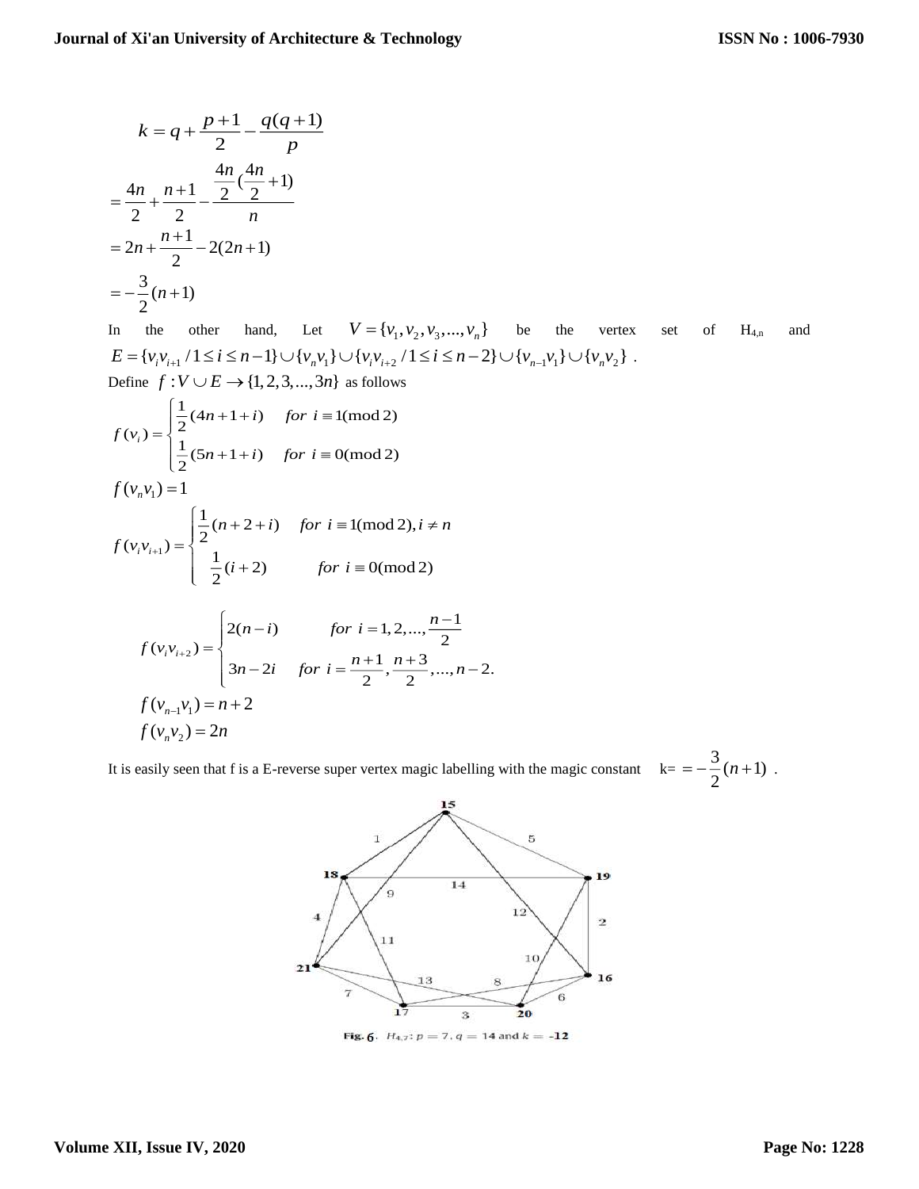$$k = q + \frac{p+1}{2} - \frac{q(q+1)}{p}$$

$$= \frac{4n}{2} + \frac{n+1}{2} - \frac{\frac{4n}{2}(\frac{4n}{2}+1)}{n}$$

$$= 2n + \frac{n+1}{2} - 2(2n+1)$$

$$= -\frac{3}{2}(n+1)$$

In the other hand, Let $V = \{v_1, v_2, v_3, ..., v_n\}$ be the vertex set of $H_{4,n}$ and $E = \{v_i v_{i+1} / 1 \le i \le n-1\} \cup \{v_n v_1\} \cup \{v_i v_{i+2} / 1 \le i \le n-2\} \cup \{v_{n-1} v_1\} \cup \{v_n v_2\}$ .

Define $f : V \cup E \to \{1, 2, 3, ..., 3n\}$ as follows

$$f(v_i) = \begin{cases} \frac{1}{2}(4n+1+i) & for\ i \equiv 1 (\bmod 2) \\ \frac{1}{2}(5n+1+i) & for\ i \equiv 0 (\bmod 2) \end{cases}$$

$$f(v_n v_1) = 1$$

$$f(v_i v_{i+1}) = \begin{cases} \frac{1}{2}(n+2+i) & for\ i \equiv 1 (\bmod 2), i \ne n \\ \frac{1}{2}(i+2) & for\ i \equiv 0 (\bmod 2) \end{cases}$$

$$f(v_i v_{i+2}) = \begin{cases} 2(n-i) & for\ i = 1, 2, ..., \frac{n-1}{2} \\ 3n-2i & for\ i = \frac{n+1}{2}, \frac{n+3}{2}, ..., n-2. \end{cases}$$

$$f(v_{n-1} v_1) = n+2$$
$$f(v_n v_2) = 2n$$

It is easily seen that f is a E-reverse super vertex magic labelling with the magic constant k= $= -\frac{3}{2}(n+1)$ .

Fig. 6. $H_{4,7}$: $p = 7$, $q = 14$ and $k = -12$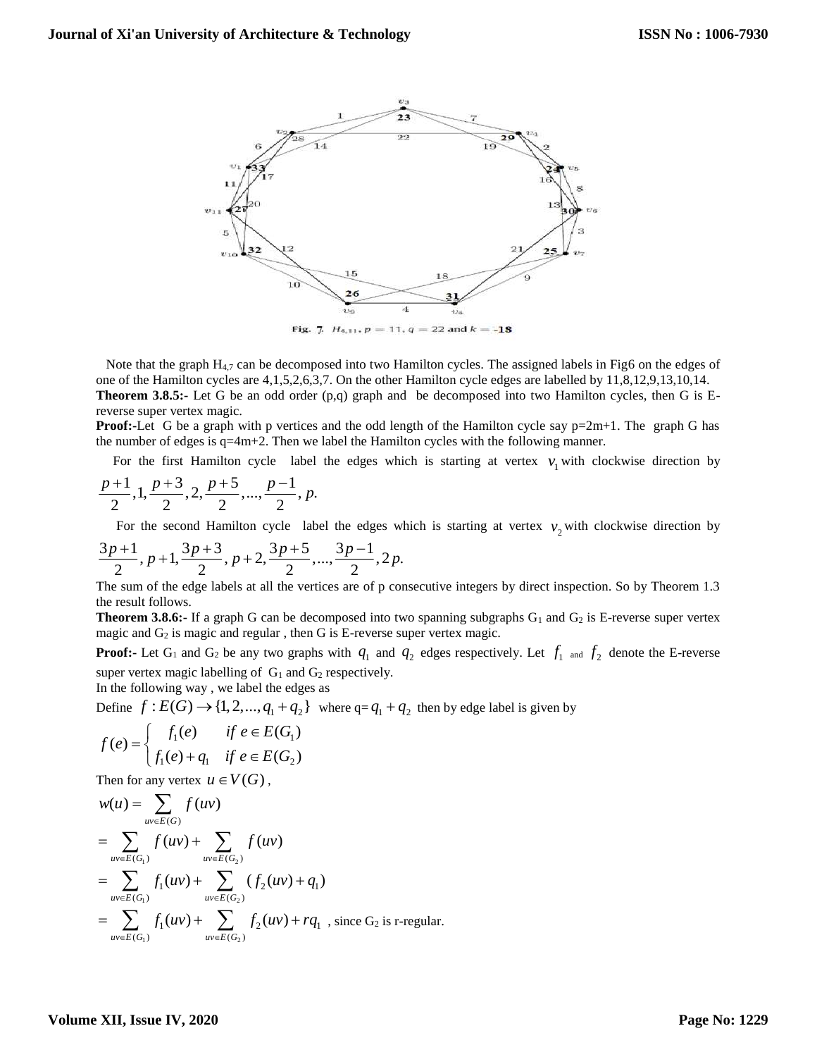Fig. 7. $H_{4,11}$, $p = 11$, $q = 22$ and $k = -18$

Note that the graph $H_{4,7}$ can be decomposed into two Hamilton cycles. The assigned labels in Fig6 on the edges of one of the Hamilton cycles are 4,1,5,2,6,3,7. On the other Hamilton cycle edges are labelled by 11,8,12,9,13,10,14.

**Theorem 3.8.5:-** Let G be an odd order (p,q) graph and be decomposed into two Hamilton cycles, then G is E-reverse super vertex magic.

**Proof:-**Let G be a graph with p vertices and the odd length of the Hamilton cycle say p=2m+1. The graph G has the number of edges is q=4m+2. Then we label the Hamilton cycles with the following manner.

For the first Hamilton cycle label the edges which is starting at vertex $v_1$ with clockwise direction by $\frac{p+1}{2}, 1, \frac{p+3}{2}, 2, \frac{p+5}{2}, ..., \frac{p-1}{2}, p.$

For the second Hamilton cycle label the edges which is starting at vertex $v_2$ with clockwise direction by $\frac{3p+1}{2}, p+1, \frac{3p+3}{2}, p+2, \frac{3p+5}{2}, ..., \frac{3p-1}{2}, 2p.$

The sum of the edge labels at all the vertices are of p consecutive integers by direct inspection. So by Theorem 1.3 the result follows.

**Theorem 3.8.6:-** If a graph G can be decomposed into two spanning subgraphs $G_1$ and $G_2$ is E-reverse super vertex magic and $G_2$ is magic and regular , then G is E-reverse super vertex magic.

**Proof:-** Let $G_1$ and $G_2$ be any two graphs with $q_1$ and $q_2$ edges respectively. Let $f_1$ and $f_2$ denote the E-reverse super vertex magic labelling of $G_1$ and $G_2$ respectively.

In the following way , we label the edges as

Define $f : E(G) \to \{1, 2, ..., q_1 + q_2\}$ where q= $q_1 + q_2$ then by edge label is given by

$$f(e) = \begin{cases} f_1(e) & if\ e \in E(G_1) \\ f_1(e) + q_1 & if\ e \in E(G_2) \end{cases}$$

Then for any vertex $u \in V(G)$,

$$w(u) = \sum_{uv \in E(G)} f(uv)$$

$$= \sum_{uv \in E(G_1)} f(uv) + \sum_{uv \in E(G_2)} f(uv)$$

$$= \sum_{uv \in E(G_1)} f_1(uv) + \sum_{uv \in E(G_2)} (f_2(uv) + q_1)$$

$$= \sum_{uv \in E(G_1)} f_1(uv) + \sum_{uv \in E(G_2)} f_2(uv) + rq_1$$ , since $G_2$ is r-regular.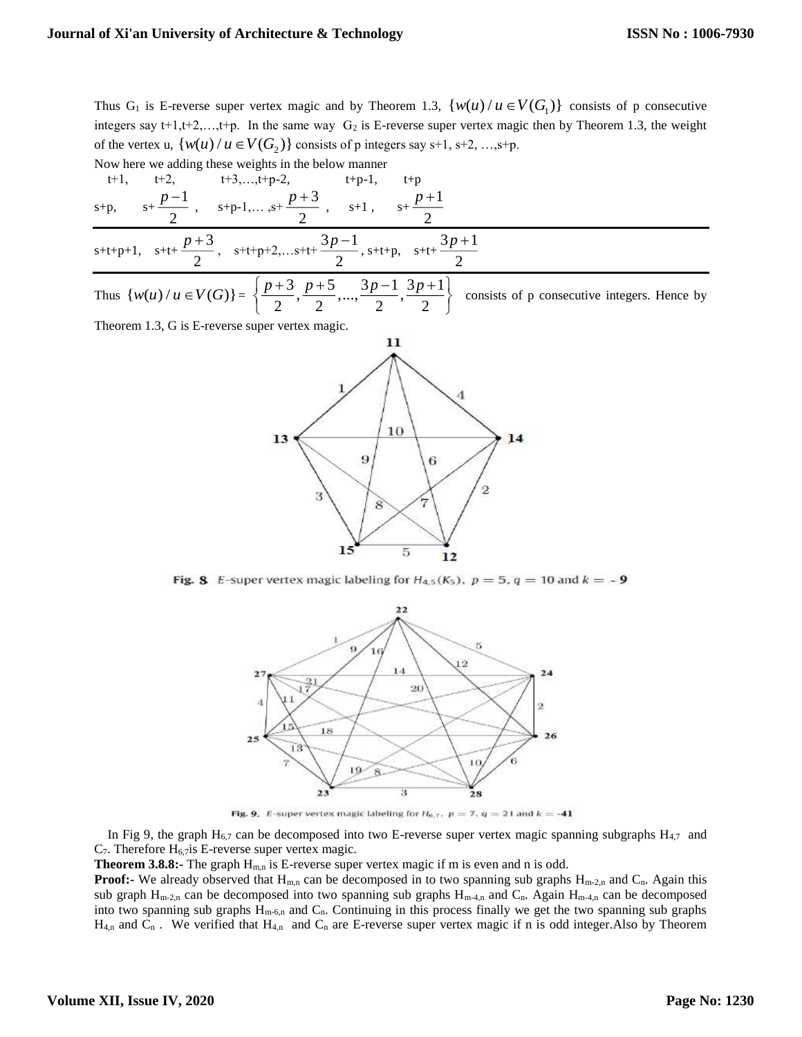Thus $G_1$ is E-reverse super vertex magic and by Theorem 1.3, $\{w(u)/u \in V(G_1)\}$ consists of p consecutive integers say t+1,t+2,…,t+p. In the same way $G_2$ is E-reverse super vertex magic then by Theorem 1.3, the weight of the vertex u, $\{w(u)/u \in V(G_2)\}$ consists of p integers say s+1, s+2, …,s+p.

Now here we adding these weights in the below manner

$$
\begin{array}{lllll}
t+1, & t+2, & t+3,\ldots,t+p-2, & t+p-1, & t+p \\
s+p, & s+\frac{p-1}{2}, & s+p-1,\ldots,s+\frac{p+3}{2}, & s+1, & s+\frac{p+1}{2} \\
\hline
s+t+p+1, & s+t+\frac{p+3}{2}, & s+t+p+2,\ldots s+t+\frac{3p-1}{2}, & s+t+p, & s+t+\frac{3p+1}{2}
\end{array}
$$

Thus $\{w(u)/u \in V(G)\} = \left\{\frac{p+3}{2}, \frac{p+5}{2}, \ldots, \frac{3p-1}{2}, \frac{3p+1}{2}\right\}$ consists of p consecutive integers. Hence by Theorem 1.3, G is E-reverse super vertex magic.

**Fig. 8** E-super vertex magic labeling for $H_{4,5}(K_5)$, $p = 5$, $q = 10$ and $k = -9$

**Fig. 9.** E-super vertex magic labeling for $H_{6,7}$, $p = 7$, $q = 21$ and $k = -41$

In Fig 9, the graph $H_{6,7}$ can be decomposed into two E-reverse super vertex magic spanning subgraphs $H_{4,7}$ and $C_7$. Therefore $H_{6,7}$is E-reverse super vertex magic.

**Theorem 3.8.8:-** The graph $H_{m,n}$ is E-reverse super vertex magic if m is even and n is odd.

**Proof:-** We already observed that $H_{m,n}$ can be decomposed in to two spanning sub graphs $H_{m-2,n}$ and $C_n$. Again this sub graph $H_{m-2,n}$ can be decomposed into two spanning sub graphs $H_{m-4,n}$ and $C_n$. Again $H_{m-4,n}$ can be decomposed into two spanning sub graphs $H_{m-6,n}$ and $C_n$. Continuing in this process finally we get the two spanning sub graphs $H_{4,n}$ and $C_n$ . We verified that $H_{4,n}$ and $C_n$ are E-reverse super vertex magic if n is odd integer.Also by Theorem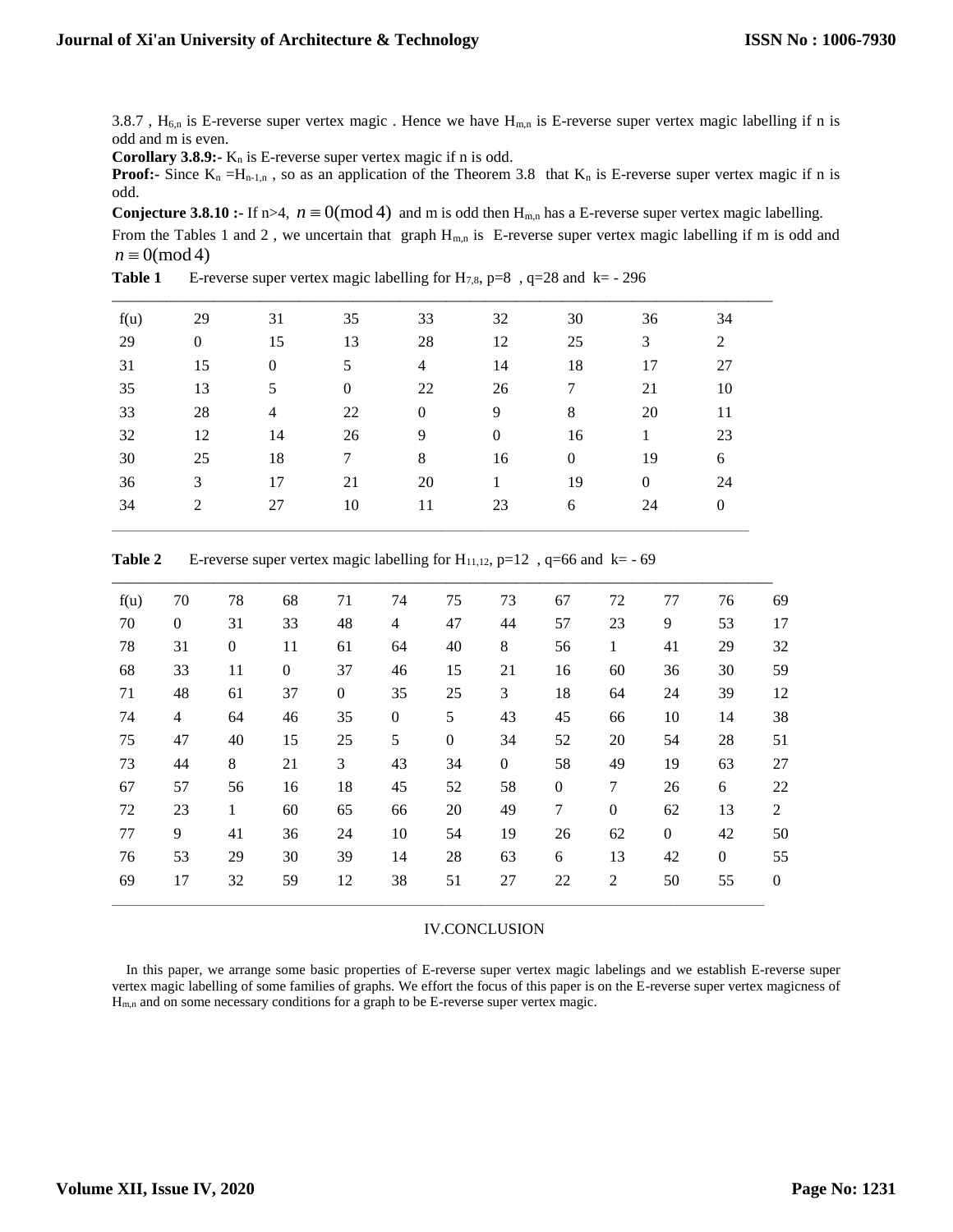3.8.7 , $H_{6,n}$ is E-reverse super vertex magic . Hence we have $H_{m,n}$ is E-reverse super vertex magic labelling if n is odd and m is even.

**Corollary 3.8.9:-** $K_n$ is E-reverse super vertex magic if n is odd.

**Proof:-** Since $K_n = H_{n-1,n}$ , so as an application of the Theorem 3.8 that $K_n$ is E-reverse super vertex magic if n is odd.

**Conjecture 3.8.10 :-** If n>4, $n \equiv 0(\mathrm{mod}\,4)$ and m is odd then $H_{m,n}$ has a E-reverse super vertex magic labelling.

From the Tables 1 and 2 , we uncertain that graph $H_{m,n}$ is E-reverse super vertex magic labelling if m is odd and $n \equiv 0(\mathrm{mod}\,4)$

**Table 1** E-reverse super vertex magic labelling for $H_{7,8}$, p=8 , q=28 and k= - 296

| f(u) | 29 | 31 | 35 | 33 | 32 | 30 | 36 | 34 |
|---|---|---|---|---|---|---|---|---|
| 29 | 0 | 15 | 13 | 28 | 12 | 25 | 3 | 2 |
| 31 | 15 | 0 | 5 | 4 | 14 | 18 | 17 | 27 |
| 35 | 13 | 5 | 0 | 22 | 26 | 7 | 21 | 10 |
| 33 | 28 | 4 | 22 | 0 | 9 | 8 | 20 | 11 |
| 32 | 12 | 14 | 26 | 9 | 0 | 16 | 1 | 23 |
| 30 | 25 | 18 | 7 | 8 | 16 | 0 | 19 | 6 |
| 36 | 3 | 17 | 21 | 20 | 1 | 19 | 0 | 24 |
| 34 | 2 | 27 | 10 | 11 | 23 | 6 | 24 | 0 |

**Table 2** E-reverse super vertex magic labelling for $H_{11,12}$, p=12 , q=66 and k= - 69

| f(u) | 70 | 78 | 68 | 71 | 74 | 75 | 73 | 67 | 72 | 77 | 76 | 69 |
|---|---|---|---|---|---|---|---|---|---|---|---|---|
| 70 | 0 | 31 | 33 | 48 | 4 | 47 | 44 | 57 | 23 | 9 | 53 | 17 |
| 78 | 31 | 0 | 11 | 61 | 64 | 40 | 8 | 56 | 1 | 41 | 29 | 32 |
| 68 | 33 | 11 | 0 | 37 | 46 | 15 | 21 | 16 | 60 | 36 | 30 | 59 |
| 71 | 48 | 61 | 37 | 0 | 35 | 25 | 3 | 18 | 64 | 24 | 39 | 12 |
| 74 | 4 | 64 | 46 | 35 | 0 | 5 | 43 | 45 | 66 | 10 | 14 | 38 |
| 75 | 47 | 40 | 15 | 25 | 5 | 0 | 34 | 52 | 20 | 54 | 28 | 51 |
| 73 | 44 | 8 | 21 | 3 | 43 | 34 | 0 | 58 | 49 | 19 | 63 | 27 |
| 67 | 57 | 56 | 16 | 18 | 45 | 52 | 58 | 0 | 7 | 26 | 6 | 22 |
| 72 | 23 | 1 | 60 | 65 | 66 | 20 | 49 | 7 | 0 | 62 | 13 | 2 |
| 77 | 9 | 41 | 36 | 24 | 10 | 54 | 19 | 26 | 62 | 0 | 42 | 50 |
| 76 | 53 | 29 | 30 | 39 | 14 | 28 | 63 | 6 | 13 | 42 | 0 | 55 |
| 69 | 17 | 32 | 59 | 12 | 38 | 51 | 27 | 22 | 2 | 50 | 55 | 0 |

## IV.CONCLUSION

In this paper, we arrange some basic properties of E-reverse super vertex magic labelings and we establish E-reverse super vertex magic labelling of some families of graphs. We effort the focus of this paper is on the E-reverse super vertex magicness of $H_{m,n}$ and on some necessary conditions for a graph to be E-reverse super vertex magic.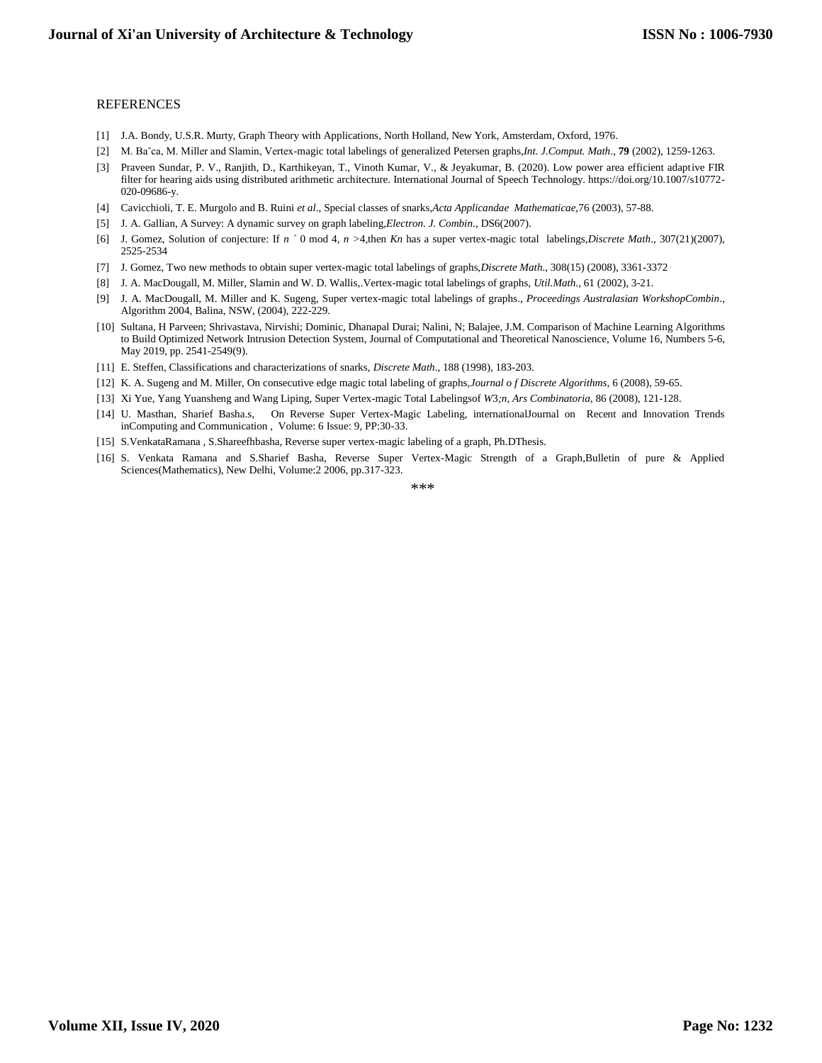REFERENCES

[1] J.A. Bondy, U.S.R. Murty, Graph Theory with Applications, North Holland, New York, Amsterdam, Oxford, 1976.

[2] M. Baˇca, M. Miller and Slamin, Vertex-magic total labelings of generalized Petersen graphs,*Int. J.Comput. Math*., **79** (2002), 1259-1263.

[3] Praveen Sundar, P. V., Ranjith, D., Karthikeyan, T., Vinoth Kumar, V., & Jeyakumar, B. (2020). Low power area efficient adaptive FIR filter for hearing aids using distributed arithmetic architecture. International Journal of Speech Technology. https://doi.org/10.1007/s10772-020-09686-y.

[4] Cavicchioli, T. E. Murgolo and B. Ruini *et al*., Special classes of snarks,*Acta Applicandae Mathematicae*,76 (2003), 57-88.

[5] J. A. Gallian, A Survey: A dynamic survey on graph labeling,*Electron. J. Combin*., DS6(2007).

[6] J. Gomez, Solution of conjecture: If $n$ ´ 0 mod 4, $n$ >4,then $Kn$ has a super vertex-magic total labelings,*Discrete Math*., 307(21)(2007), 2525-2534

[7] J. Gomez, Two new methods to obtain super vertex-magic total labelings of graphs,*Discrete Math*., 308(15) (2008), 3361-3372

[8] J. A. MacDougall, M. Miller, Slamin and W. D. Wallis,.Vertex-magic total labelings of graphs, *Util.Math*., 61 (2002), 3-21.

[9] J. A. MacDougall, M. Miller and K. Sugeng, Super vertex-magic total labelings of graphs., *Proceedings Australasian WorkshopCombin*., Algorithm 2004, Balina, NSW, (2004), 222-229.

[10] Sultana, H Parveen; Shrivastava, Nirvishi; Dominic, Dhanapal Durai; Nalini, N; Balajee, J.M. Comparison of Machine Learning Algorithms to Build Optimized Network Intrusion Detection System, Journal of Computational and Theoretical Nanoscience, Volume 16, Numbers 5-6, May 2019, pp. 2541-2549(9).

[11] E. Steffen, Classifications and characterizations of snarks, *Discrete Math*., 188 (1998), 183-203.

[12] K. A. Sugeng and M. Miller, On consecutive edge magic total labeling of graphs,*Journal o f Discrete Algorithms*, 6 (2008), 59-65.

[13] Xi Yue, Yang Yuansheng and Wang Liping, Super Vertex-magic Total Labelingsof $W3;n$, *Ars Combinatoria*, 86 (2008), 121-128.

[14] U. Masthan, Sharief Basha.s, On Reverse Super Vertex-Magic Labeling, internationalJournal on Recent and Innovation Trends inComputing and Communication , Volume: 6 Issue: 9, PP:30-33.

[15] S.VenkataRamana , S.Shareefhbasha, Reverse super vertex-magic labeling of a graph, Ph.DThesis.

[16] S. Venkata Ramana and S.Sharief Basha, Reverse Super Vertex-Magic Strength of a Graph,Bulletin of pure & Applied Sciences(Mathematics), New Delhi, Volume:2 2006, pp.317-323.

***